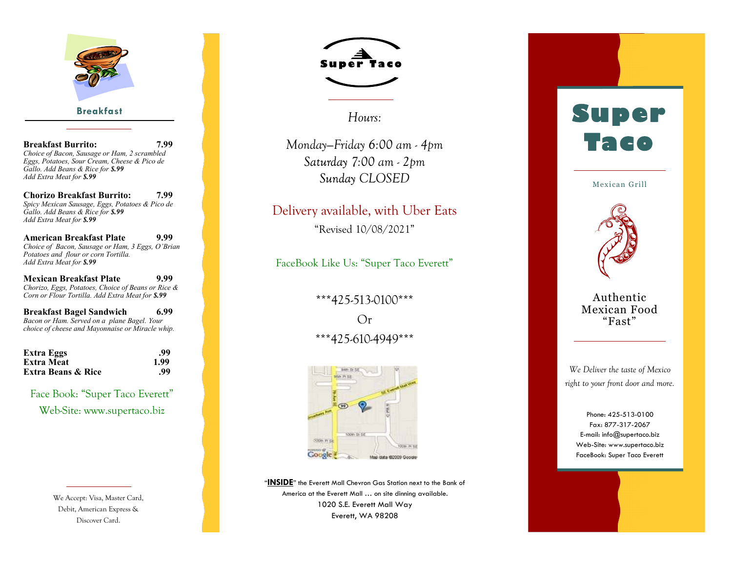## Breakfast

**Breakfast Burrito:** **7.99**
*Choice of Bacon, Sausage or Ham, 2 scrambled Eggs, Potatoes, Sour Cream, Cheese & Pico de Gallo. Add Beans & Rice for **$.99***
*Add Extra Meat for **$.99***

**Chorizo Breakfast Burrito:** **7.99**
*Spicy Mexican Sausage, Eggs, Potatoes & Pico de Gallo. Add Beans & Rice for **$.99***
*Add Extra Meat for **$.99***

**American Breakfast Plate** **9.99**
*Choice of Bacon, Sausage or Ham, 3 Eggs, O'Brian Potatoes and flour or corn Tortilla.*
*Add Extra Meat for **$.99***

**Mexican Breakfast Plate** **9.99**
*Chorizo, Eggs, Potatoes, Choice of Beans or Rice & Corn or Flour Tortilla. Add Extra Meat for **$.99***

**Breakfast Bagel Sandwich** **6.99**
*Bacon or Ham. Served on a plane Bagel. Your choice of cheese and Mayonnaise or Miracle whip.*

| | |
|---|---|
| **Extra Eggs** | **.99** |
| **Extra Meat** | **1.99** |
| **Extra Beans & Rice** | **.99** |

Face Book: "Super Taco Everett"
Web-Site: www.supertaco.biz

We Accept: Visa, Master Card, Debit, American Express & Discover Card.

# Super Taco

*Hours:*

*Monday–Friday 6:00 am - 4pm*
*Saturday 7:00 am - 2pm*
*Sunday CLOSED*

Delivery available, with Uber Eats

"Revised 10/08/2021"

FaceBook Like Us: "Super Taco Everett"

\*\*\*425-513-0100\*\*\*
Or
\*\*\*425-610-4949\*\*\*

"**INSIDE**" the Everett Mall Chevron Gas Station next to the Bank of America at the Everett Mall … on site dinning available.
1020 S.E. Everett Mall Way
Everett, WA 98208

# Super Taco

Mexican Grill

Authentic Mexican Food "Fast"

*We Deliver the taste of Mexico right to your front door and more.*

Phone: 425-513-0100
Fax: 877-317-2067
E-mail: info@supertaco.biz
Web-Site: www.supertaco.biz
FaceBook: Super Taco Everett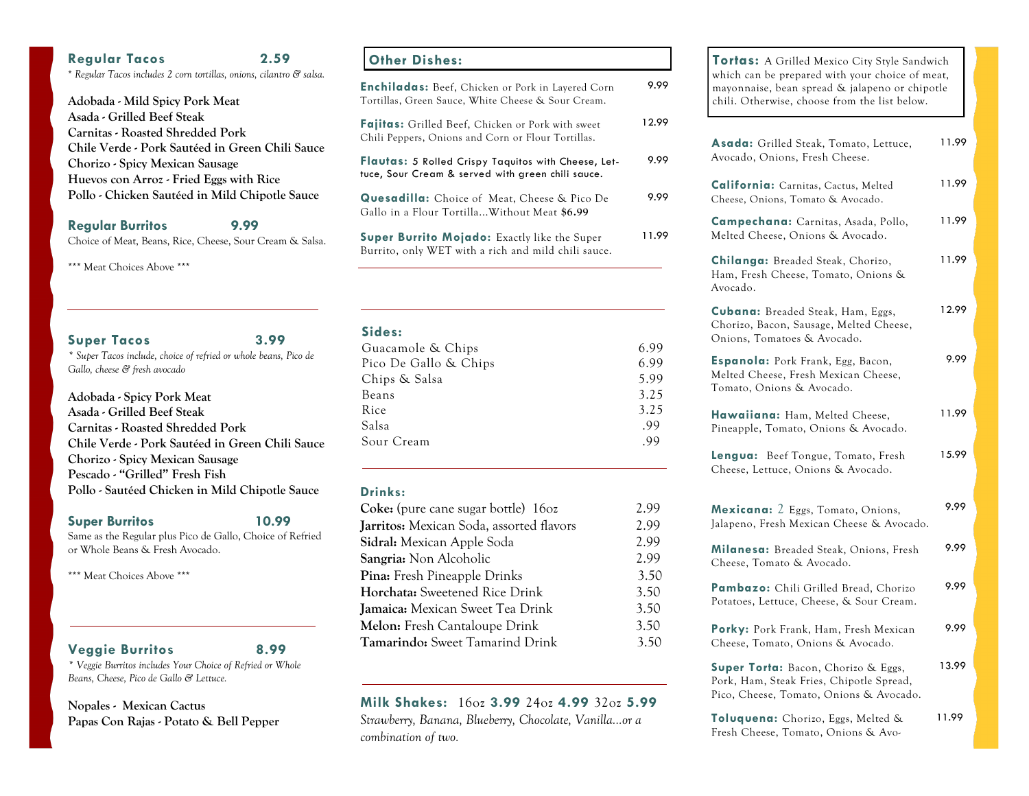## Regular Tacos 2.59

*\* Regular Tacos includes 2 corn tortillas, onions, cilantro & salsa.*

**Adobada - Mild Spicy Pork Meat**
**Asada - Grilled Beef Steak**
**Carnitas - Roasted Shredded Pork**
**Chile Verde - Pork Sautéed in Green Chili Sauce**
**Chorizo - Spicy Mexican Sausage**
**Huevos con Arroz - Fried Eggs with Rice**
**Pollo - Chicken Sautéed in Mild Chipotle Sauce**

## Regular Burritos 9.99

Choice of Meat, Beans, Rice, Cheese, Sour Cream & Salsa.

*** Meat Choices Above ***

## Super Tacos 3.99

*\* Super Tacos include, choice of refried or whole beans, Pico de Gallo, cheese & fresh avocado*

**Adobada - Spicy Pork Meat**
**Asada - Grilled Beef Steak**
**Carnitas - Roasted Shredded Pork**
**Chile Verde - Pork Sautéed in Green Chili Sauce**
**Chorizo - Spicy Mexican Sausage**
**Pescado - "Grilled" Fresh Fish**
**Pollo - Sautéed Chicken in Mild Chipotle Sauce**

## Super Burritos 10.99

Same as the Regular plus Pico de Gallo, Choice of Refried or Whole Beans & Fresh Avocado.

*** Meat Choices Above ***

## Veggie Burritos 8.99

*\* Veggie Burritos includes Your Choice of Refried or Whole Beans, Cheese, Pico de Gallo & Lettuce.*

**Nopales - Mexican Cactus**
**Papas Con Rajas - Potato & Bell Pepper**

## Other Dishes:

**Enchiladas:** Beef, Chicken or Pork in Layered Corn Tortillas, Green Sauce, White Cheese & Sour Cream. 9.99

**Fajitas:** Grilled Beef, Chicken or Pork with sweet Chili Peppers, Onions and Corn or Flour Tortillas. 12.99

**Flautas:** 5 Rolled Crispy Taquitos with Cheese, Lettuce, Sour Cream & served with green chili sauce. 9.99

**Quesadilla:** Choice of Meat, Cheese & Pico De Gallo in a Flour Tortilla...Without Meat $6.99 9.99

**Super Burrito Mojado:** Exactly like the Super Burrito, only WET with a rich and mild chili sauce. 11.99

## Sides:

| | |
|---|---|
| Guacamole & Chips | 6.99 |
| Pico De Gallo & Chips | 6.99 |
| Chips & Salsa | 5.99 |
| Beans | 3.25 |
| Rice | 3.25 |
| Salsa | .99 |
| Sour Cream | .99 |

## Drinks:

| | |
|---|---|
| **Coke:** (pure cane sugar bottle) 16oz | 2.99 |
| **Jarritos:** Mexican Soda, assorted flavors | 2.99 |
| **Sidral:** Mexican Apple Soda | 2.99 |
| **Sangria:** Non Alcoholic | 2.99 |
| **Pina:** Fresh Pineapple Drinks | 3.50 |
| **Horchata:** Sweetened Rice Drink | 3.50 |
| **Jamaica:** Mexican Sweet Tea Drink | 3.50 |
| **Melon:** Fresh Cantaloupe Drink | 3.50 |
| **Tamarindo:** Sweet Tamarind Drink | 3.50 |

## Milk Shakes: 16oz **3.99** 24oz **4.99** 32oz **5.99**

*Strawberry, Banana, Blueberry, Chocolate, Vanilla...or a combination of two.*

## Tortas:

A Grilled Mexico City Style Sandwich which can be prepared with your choice of meat, mayonnaise, bean spread & jalapeno or chipotle chili. Otherwise, choose from the list below.

**Asada:** Grilled Steak, Tomato, Lettuce, Avocado, Onions, Fresh Cheese. 11.99

**California:** Carnitas, Cactus, Melted Cheese, Onions, Tomato & Avocado. 11.99

**Campechana:** Carnitas, Asada, Pollo, Melted Cheese, Onions & Avocado. 11.99

**Chilanga:** Breaded Steak, Chorizo, Ham, Fresh Cheese, Tomato, Onions & Avocado. 11.99

**Cubana:** Breaded Steak, Ham, Eggs, Chorizo, Bacon, Sausage, Melted Cheese, Onions, Tomatoes & Avocado. 12.99

**Espanola:** Pork Frank, Egg, Bacon, Melted Cheese, Fresh Mexican Cheese, Tomato, Onions & Avocado. 9.99

**Hawaiiana:** Ham, Melted Cheese, Pineapple, Tomato, Onions & Avocado. 11.99

**Lengua:** Beef Tongue, Tomato, Fresh Cheese, Lettuce, Onions & Avocado. 15.99

**Mexicana:** 2 Eggs, Tomato, Onions, Jalapeno, Fresh Mexican Cheese & Avocado. 9.99

**Milanesa:** Breaded Steak, Onions, Fresh Cheese, Tomato & Avocado. 9.99

**Pambazo:** Chili Grilled Bread, Chorizo Potatoes, Lettuce, Cheese, & Sour Cream. 9.99

**Porky:** Pork Frank, Ham, Fresh Mexican Cheese, Tomato, Onions & Avocado. 9.99

**Super Torta:** Bacon, Chorizo & Eggs, Pork, Ham, Steak Fries, Chipotle Spread, Pico, Cheese, Tomato, Onions & Avocado. 13.99

**Toluquena:** Chorizo, Eggs, Melted & Fresh Cheese, Tomato, Onions & Avo- 11.99